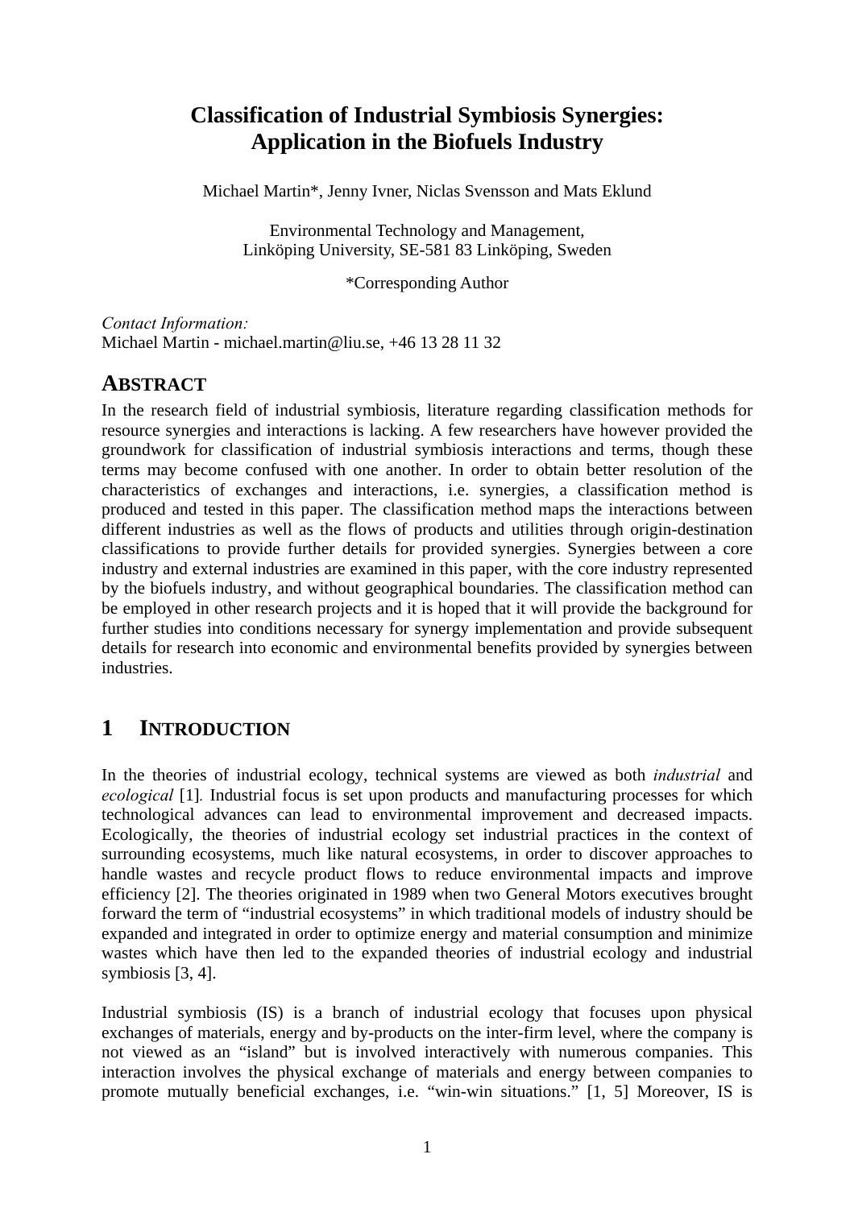# Classification of Industrial Symbiosis Synergies: Application in the Biofuels Industry

Michael Martin*, Jenny Ivner, Niclas Svensson and Mats Eklund

Environmental Technology and Management,
Linköping University, SE-581 83 Linköping, Sweden

*Corresponding Author

*Contact Information:*
Michael Martin - michael.martin@liu.se, +46 13 28 11 32

## ABSTRACT

In the research field of industrial symbiosis, literature regarding classification methods for resource synergies and interactions is lacking. A few researchers have however provided the groundwork for classification of industrial symbiosis interactions and terms, though these terms may become confused with one another. In order to obtain better resolution of the characteristics of exchanges and interactions, i.e. synergies, a classification method is produced and tested in this paper. The classification method maps the interactions between different industries as well as the flows of products and utilities through origin-destination classifications to provide further details for provided synergies. Synergies between a core industry and external industries are examined in this paper, with the core industry represented by the biofuels industry, and without geographical boundaries. The classification method can be employed in other research projects and it is hoped that it will provide the background for further studies into conditions necessary for synergy implementation and provide subsequent details for research into economic and environmental benefits provided by synergies between industries.

## 1 INTRODUCTION

In the theories of industrial ecology, technical systems are viewed as both *industrial* and *ecological* [1]. Industrial focus is set upon products and manufacturing processes for which technological advances can lead to environmental improvement and decreased impacts. Ecologically, the theories of industrial ecology set industrial practices in the context of surrounding ecosystems, much like natural ecosystems, in order to discover approaches to handle wastes and recycle product flows to reduce environmental impacts and improve efficiency [2]. The theories originated in 1989 when two General Motors executives brought forward the term of "industrial ecosystems" in which traditional models of industry should be expanded and integrated in order to optimize energy and material consumption and minimize wastes which have then led to the expanded theories of industrial ecology and industrial symbiosis [3, 4].

Industrial symbiosis (IS) is a branch of industrial ecology that focuses upon physical exchanges of materials, energy and by-products on the inter-firm level, where the company is not viewed as an "island" but is involved interactively with numerous companies. This interaction involves the physical exchange of materials and energy between companies to promote mutually beneficial exchanges, i.e. "win-win situations." [1, 5] Moreover, IS is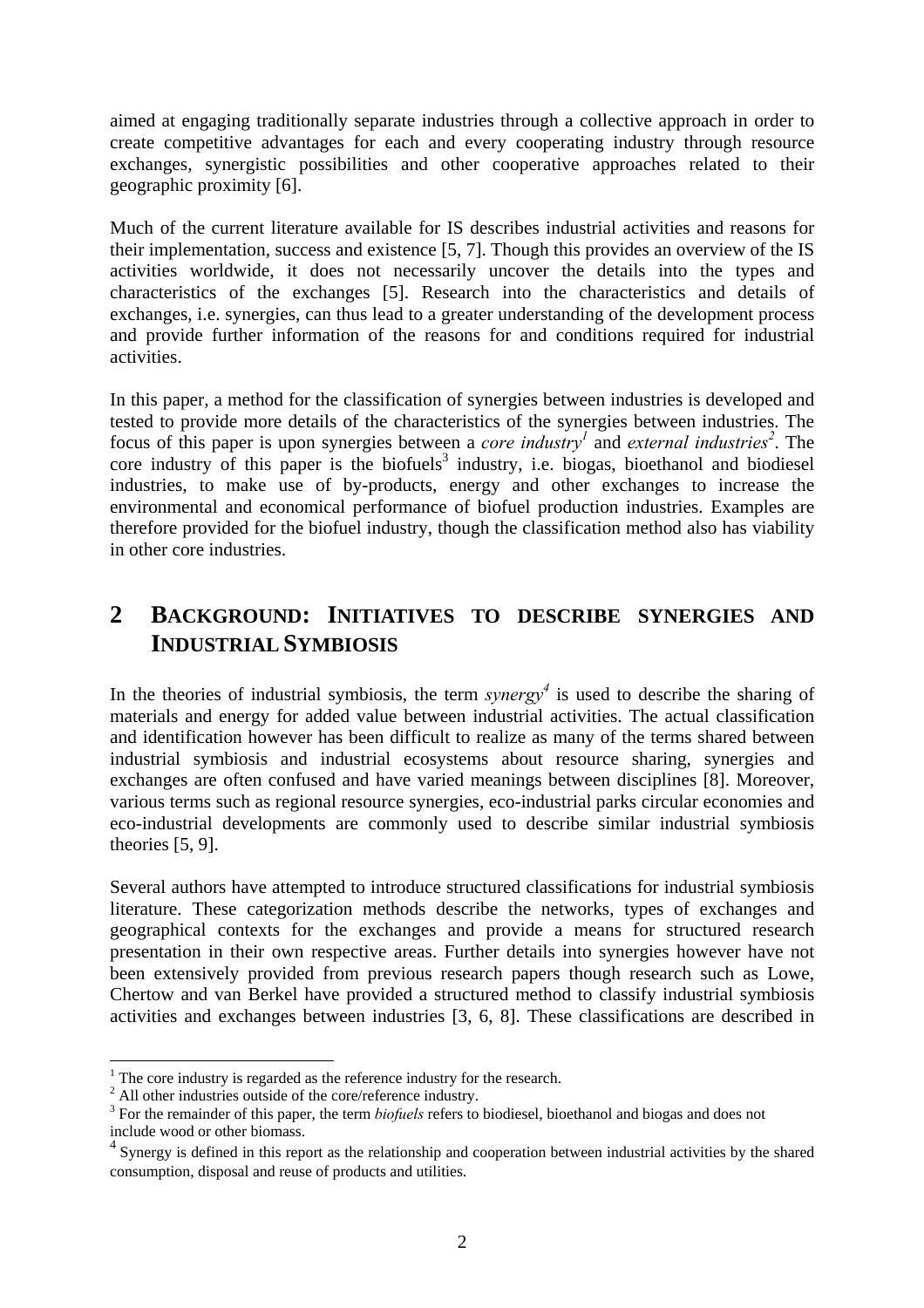aimed at engaging traditionally separate industries through a collective approach in order to create competitive advantages for each and every cooperating industry through resource exchanges, synergistic possibilities and other cooperative approaches related to their geographic proximity [6].

Much of the current literature available for IS describes industrial activities and reasons for their implementation, success and existence [5, 7]. Though this provides an overview of the IS activities worldwide, it does not necessarily uncover the details into the types and characteristics of the exchanges [5]. Research into the characteristics and details of exchanges, i.e. synergies, can thus lead to a greater understanding of the development process and provide further information of the reasons for and conditions required for industrial activities.

In this paper, a method for the classification of synergies between industries is developed and tested to provide more details of the characteristics of the synergies between industries. The focus of this paper is upon synergies between a *core industry*[1] and *external industries*[2]. The core industry of this paper is the biofuels[3] industry, i.e. biogas, bioethanol and biodiesel industries, to make use of by-products, energy and other exchanges to increase the environmental and economical performance of biofuel production industries. Examples are therefore provided for the biofuel industry, though the classification method also has viability in other core industries.

## 2 BACKGROUND: INITIATIVES TO DESCRIBE SYNERGIES AND INDUSTRIAL SYMBIOSIS

In the theories of industrial symbiosis, the term *synergy*[4] is used to describe the sharing of materials and energy for added value between industrial activities. The actual classification and identification however has been difficult to realize as many of the terms shared between industrial symbiosis and industrial ecosystems about resource sharing, synergies and exchanges are often confused and have varied meanings between disciplines [8]. Moreover, various terms such as regional resource synergies, eco-industrial parks circular economies and eco-industrial developments are commonly used to describe similar industrial symbiosis theories [5, 9].

Several authors have attempted to introduce structured classifications for industrial symbiosis literature. These categorization methods describe the networks, types of exchanges and geographical contexts for the exchanges and provide a means for structured research presentation in their own respective areas. Further details into synergies however have not been extensively provided from previous research papers though research such as Lowe, Chertow and van Berkel have provided a structured method to classify industrial symbiosis activities and exchanges between industries [3, 6, 8]. These classifications are described in

---

[1] The core industry is regarded as the reference industry for the research.

[2] All other industries outside of the core/reference industry.

[3] For the remainder of this paper, the term *biofuels* refers to biodiesel, bioethanol and biogas and does not include wood or other biomass.

[4] Synergy is defined in this report as the relationship and cooperation between industrial activities by the shared consumption, disposal and reuse of products and utilities.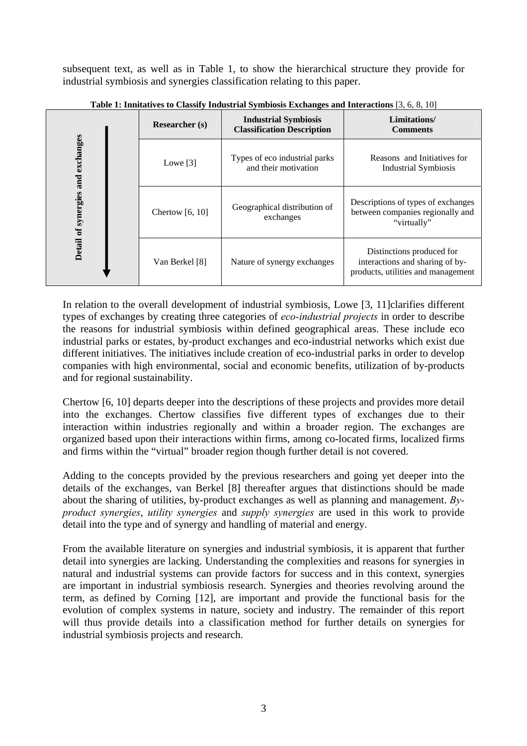subsequent text, as well as in Table 1, to show the hierarchical structure they provide for industrial symbiosis and synergies classification relating to this paper.

**Table 1: Innitatives to Classify Industrial Symbiosis Exchanges and Interactions** [3, 6, 8, 10]

| Detail of synergies and exchanges | Researcher (s) | Industrial Symbiosis Classification Description | Limitations/ Comments |
|---|---|---|---|
| ↓ | Lowe [3] | Types of eco industrial parks and their motivation | Reasons and Initiatives for Industrial Symbiosis |
| | Chertow [6, 10] | Geographical distribution of exchanges | Descriptions of types of exchanges between companies regionally and "virtually" |
| | Van Berkel [8] | Nature of synergy exchanges | Distinctions produced for interactions and sharing of by-products, utilities and management |

In relation to the overall development of industrial symbiosis, Lowe [3, 11]clarifies different types of exchanges by creating three categories of *eco-industrial projects* in order to describe the reasons for industrial symbiosis within defined geographical areas. These include eco industrial parks or estates, by-product exchanges and eco-industrial networks which exist due different initiatives. The initiatives include creation of eco-industrial parks in order to develop companies with high environmental, social and economic benefits, utilization of by-products and for regional sustainability.

Chertow [6, 10] departs deeper into the descriptions of these projects and provides more detail into the exchanges. Chertow classifies five different types of exchanges due to their interaction within industries regionally and within a broader region. The exchanges are organized based upon their interactions within firms, among co-located firms, localized firms and firms within the "virtual" broader region though further detail is not covered.

Adding to the concepts provided by the previous researchers and going yet deeper into the details of the exchanges, van Berkel [8] thereafter argues that distinctions should be made about the sharing of utilities, by-product exchanges as well as planning and management. *By-product synergies*, *utility synergies* and *supply synergies* are used in this work to provide detail into the type and of synergy and handling of material and energy.

From the available literature on synergies and industrial symbiosis, it is apparent that further detail into synergies are lacking. Understanding the complexities and reasons for synergies in natural and industrial systems can provide factors for success and in this context, synergies are important in industrial symbiosis research. Synergies and theories revolving around the term, as defined by Corning [12], are important and provide the functional basis for the evolution of complex systems in nature, society and industry. The remainder of this report will thus provide details into a classification method for further details on synergies for industrial symbiosis projects and research.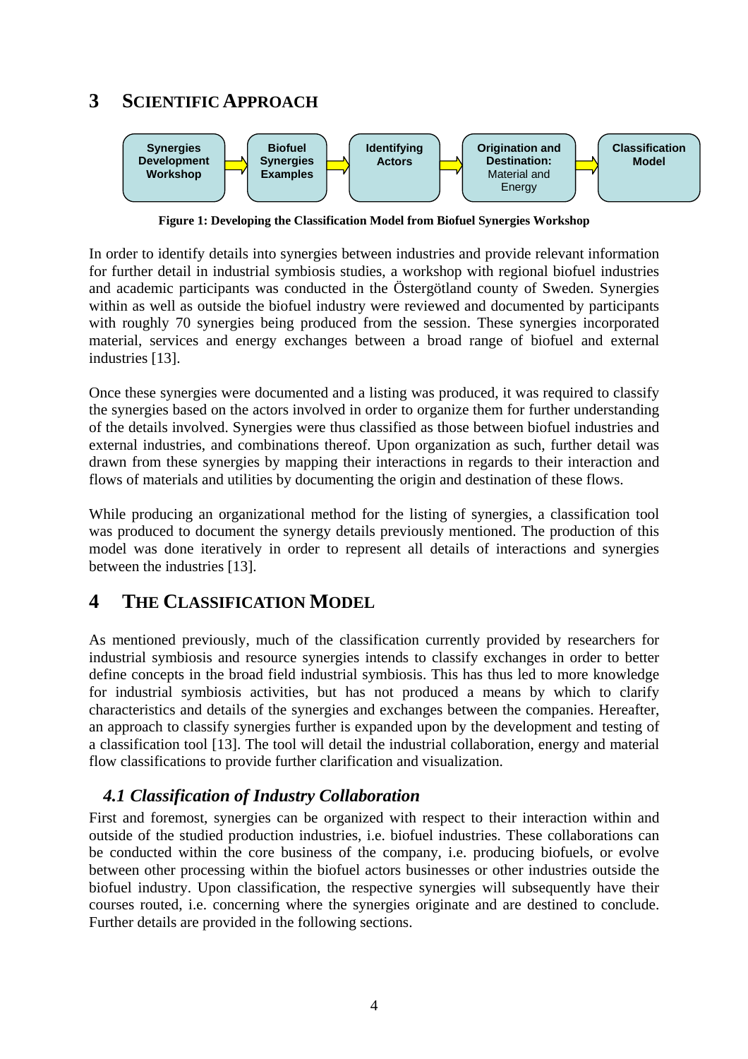## 3 SCIENTIFIC APPROACH

Synergies Development Workshop → Biofuel Synergies Examples → Identifying Actors → Origination and Destination: Material and Energy → Classification Model

**Figure 1: Developing the Classification Model from Biofuel Synergies Workshop**

In order to identify details into synergies between industries and provide relevant information for further detail in industrial symbiosis studies, a workshop with regional biofuel industries and academic participants was conducted in the Östergötland county of Sweden. Synergies within as well as outside the biofuel industry were reviewed and documented by participants with roughly 70 synergies being produced from the session. These synergies incorporated material, services and energy exchanges between a broad range of biofuel and external industries [13].

Once these synergies were documented and a listing was produced, it was required to classify the synergies based on the actors involved in order to organize them for further understanding of the details involved. Synergies were thus classified as those between biofuel industries and external industries, and combinations thereof. Upon organization as such, further detail was drawn from these synergies by mapping their interactions in regards to their interaction and flows of materials and utilities by documenting the origin and destination of these flows.

While producing an organizational method for the listing of synergies, a classification tool was produced to document the synergy details previously mentioned. The production of this model was done iteratively in order to represent all details of interactions and synergies between the industries [13].

## 4 THE CLASSIFICATION MODEL

As mentioned previously, much of the classification currently provided by researchers for industrial symbiosis and resource synergies intends to classify exchanges in order to better define concepts in the broad field industrial symbiosis. This has thus led to more knowledge for industrial symbiosis activities, but has not produced a means by which to clarify characteristics and details of the synergies and exchanges between the companies. Hereafter, an approach to classify synergies further is expanded upon by the development and testing of a classification tool [13]. The tool will detail the industrial collaboration, energy and material flow classifications to provide further clarification and visualization.

### *4.1 Classification of Industry Collaboration*

First and foremost, synergies can be organized with respect to their interaction within and outside of the studied production industries, i.e. biofuel industries. These collaborations can be conducted within the core business of the company, i.e. producing biofuels, or evolve between other processing within the biofuel actors businesses or other industries outside the biofuel industry. Upon classification, the respective synergies will subsequently have their courses routed, i.e. concerning where the synergies originate and are destined to conclude. Further details are provided in the following sections.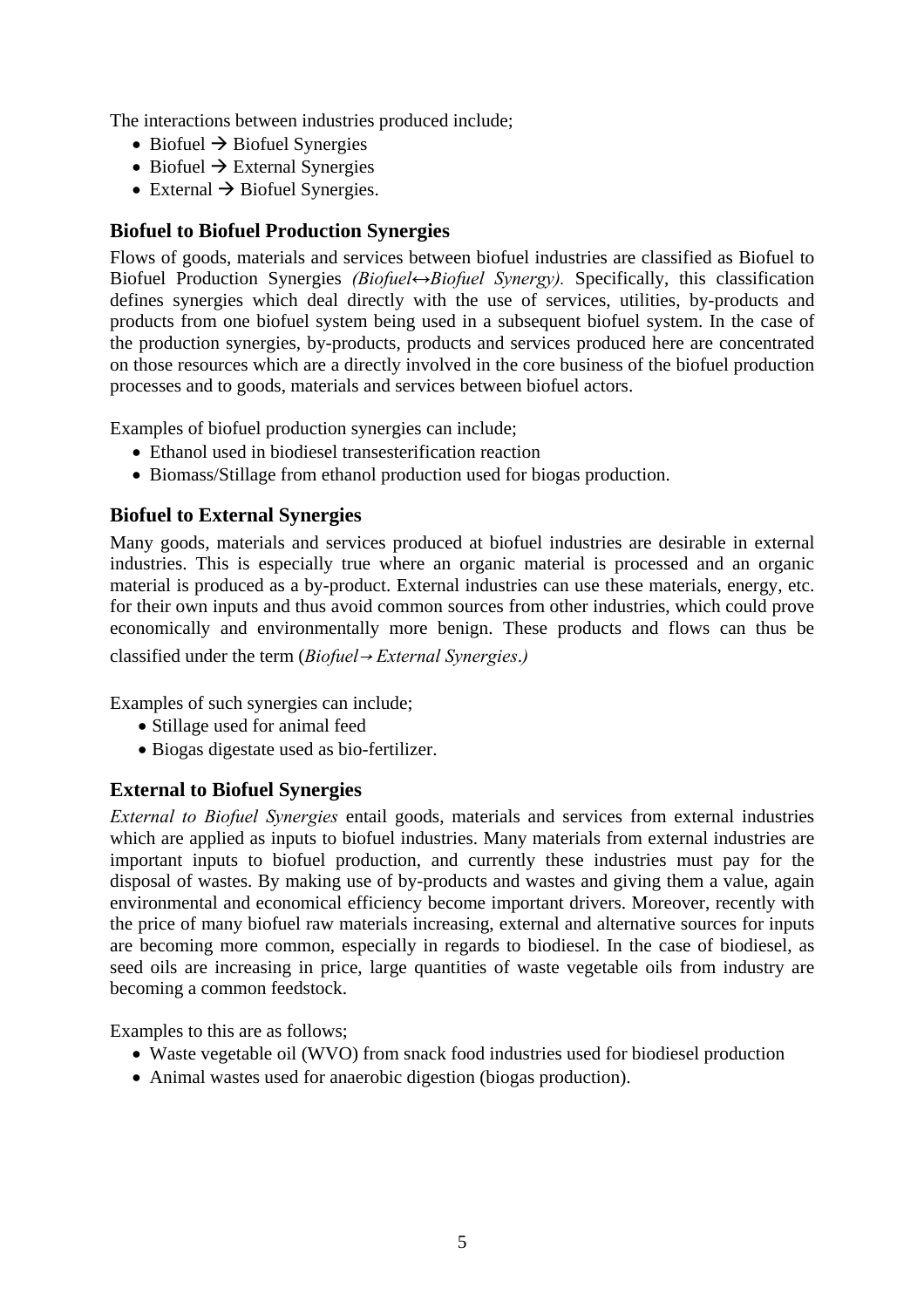The interactions between industries produced include;

- Biofuel → Biofuel Synergies
- Biofuel → External Synergies
- External → Biofuel Synergies.

### Biofuel to Biofuel Production Synergies

Flows of goods, materials and services between biofuel industries are classified as Biofuel to Biofuel Production Synergies *(Biofuel↔Biofuel Synergy).* Specifically, this classification defines synergies which deal directly with the use of services, utilities, by-products and products from one biofuel system being used in a subsequent biofuel system. In the case of the production synergies, by-products, products and services produced here are concentrated on those resources which are a directly involved in the core business of the biofuel production processes and to goods, materials and services between biofuel actors.

Examples of biofuel production synergies can include;

- Ethanol used in biodiesel transesterification reaction
- Biomass/Stillage from ethanol production used for biogas production.

### Biofuel to External Synergies

Many goods, materials and services produced at biofuel industries are desirable in external industries. This is especially true where an organic material is processed and an organic material is produced as a by-product. External industries can use these materials, energy, etc. for their own inputs and thus avoid common sources from other industries, which could prove economically and environmentally more benign. These products and flows can thus be classified under the term (*Biofuel→External Synergies.)*

Examples of such synergies can include;

- Stillage used for animal feed
- Biogas digestate used as bio-fertilizer.

### External to Biofuel Synergies

*External to Biofuel Synergies* entail goods, materials and services from external industries which are applied as inputs to biofuel industries. Many materials from external industries are important inputs to biofuel production, and currently these industries must pay for the disposal of wastes. By making use of by-products and wastes and giving them a value, again environmental and economical efficiency become important drivers. Moreover, recently with the price of many biofuel raw materials increasing, external and alternative sources for inputs are becoming more common, especially in regards to biodiesel. In the case of biodiesel, as seed oils are increasing in price, large quantities of waste vegetable oils from industry are becoming a common feedstock.

Examples to this are as follows;

- Waste vegetable oil (WVO) from snack food industries used for biodiesel production
- Animal wastes used for anaerobic digestion (biogas production).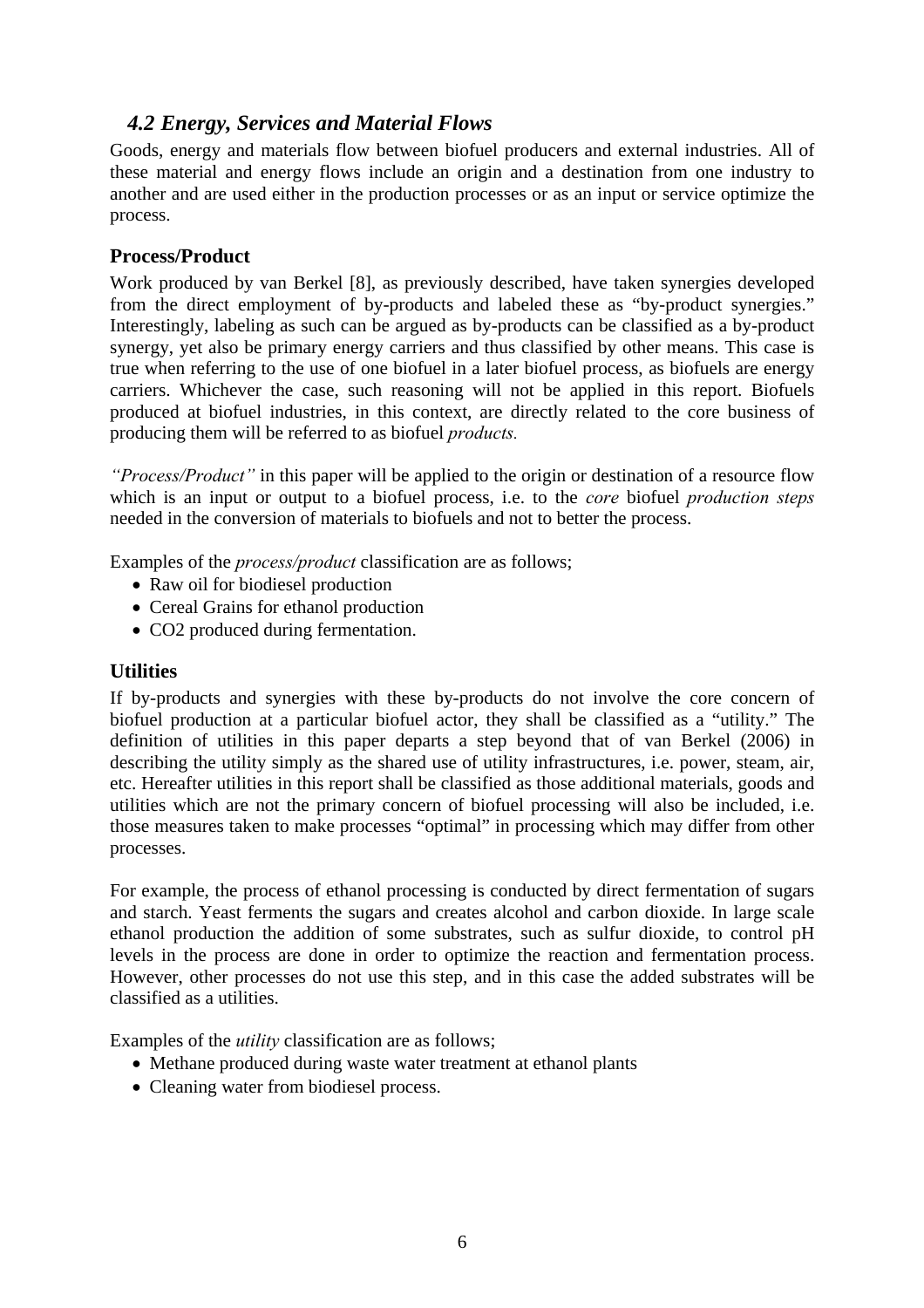## *4.2 Energy, Services and Material Flows*

Goods, energy and materials flow between biofuel producers and external industries. All of these material and energy flows include an origin and a destination from one industry to another and are used either in the production processes or as an input or service optimize the process.

### Process/Product

Work produced by van Berkel [8], as previously described, have taken synergies developed from the direct employment of by-products and labeled these as "by-product synergies." Interestingly, labeling as such can be argued as by-products can be classified as a by-product synergy, yet also be primary energy carriers and thus classified by other means. This case is true when referring to the use of one biofuel in a later biofuel process, as biofuels are energy carriers. Whichever the case, such reasoning will not be applied in this report. Biofuels produced at biofuel industries, in this context, are directly related to the core business of producing them will be referred to as biofuel *products.*

*"Process/Product"* in this paper will be applied to the origin or destination of a resource flow which is an input or output to a biofuel process, i.e. to the *core* biofuel *production steps* needed in the conversion of materials to biofuels and not to better the process.

Examples of the *process/product* classification are as follows;

- Raw oil for biodiesel production
- Cereal Grains for ethanol production
- CO2 produced during fermentation.

### Utilities

If by-products and synergies with these by-products do not involve the core concern of biofuel production at a particular biofuel actor, they shall be classified as a "utility." The definition of utilities in this paper departs a step beyond that of van Berkel (2006) in describing the utility simply as the shared use of utility infrastructures, i.e. power, steam, air, etc. Hereafter utilities in this report shall be classified as those additional materials, goods and utilities which are not the primary concern of biofuel processing will also be included, i.e. those measures taken to make processes "optimal" in processing which may differ from other processes.

For example, the process of ethanol processing is conducted by direct fermentation of sugars and starch. Yeast ferments the sugars and creates alcohol and carbon dioxide. In large scale ethanol production the addition of some substrates, such as sulfur dioxide, to control pH levels in the process are done in order to optimize the reaction and fermentation process. However, other processes do not use this step, and in this case the added substrates will be classified as a utilities.

Examples of the *utility* classification are as follows;

- Methane produced during waste water treatment at ethanol plants
- Cleaning water from biodiesel process.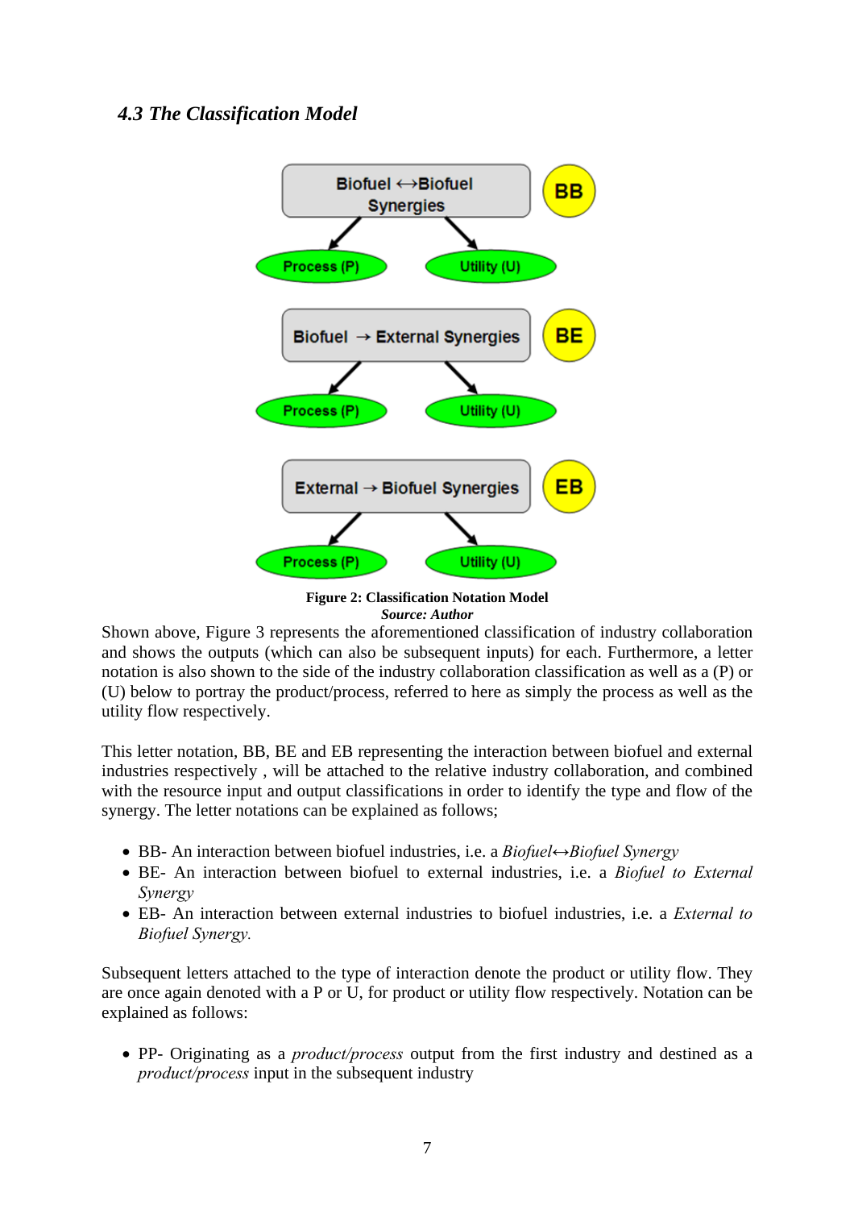### *4.3 The Classification Model*

Biofuel ↔Biofuel Synergies — BB
Process (P) | Utility (U)

Biofuel → External Synergies — BE
Process (P) | Utility (U)

External → Biofuel Synergies — EB
Process (P) | Utility (U)

**Figure 2: Classification Notation Model**
***Source: Author***

Shown above, Figure 3 represents the aforementioned classification of industry collaboration and shows the outputs (which can also be subsequent inputs) for each. Furthermore, a letter notation is also shown to the side of the industry collaboration classification as well as a (P) or (U) below to portray the product/process, referred to here as simply the process as well as the utility flow respectively.

This letter notation, BB, BE and EB representing the interaction between biofuel and external industries respectively , will be attached to the relative industry collaboration, and combined with the resource input and output classifications in order to identify the type and flow of the synergy. The letter notations can be explained as follows;

- BB- An interaction between biofuel industries, i.e. a *Biofuel↔Biofuel Synergy*
- BE- An interaction between biofuel to external industries, i.e. a *Biofuel to External Synergy*
- EB- An interaction between external industries to biofuel industries, i.e. a *External to Biofuel Synergy.*

Subsequent letters attached to the type of interaction denote the product or utility flow. They are once again denoted with a P or U, for product or utility flow respectively. Notation can be explained as follows:

- PP- Originating as a *product/process* output from the first industry and destined as a *product/process* input in the subsequent industry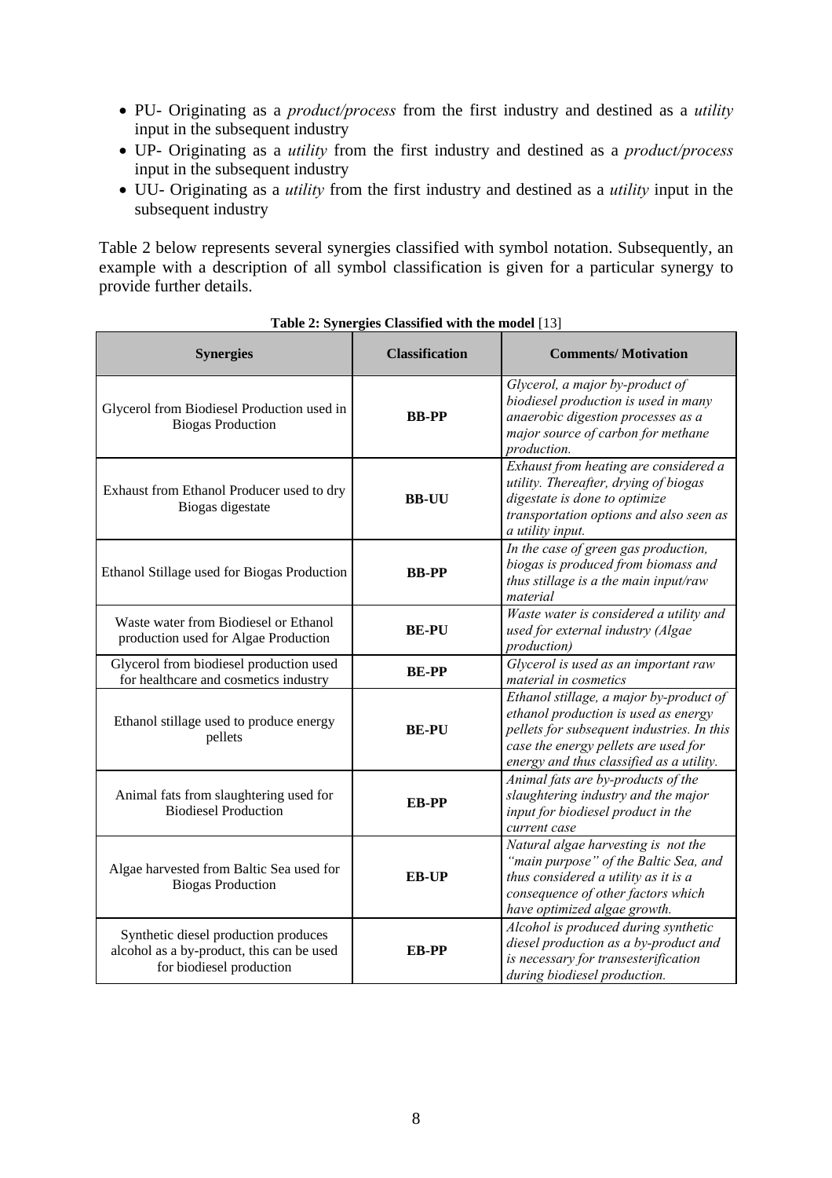- PU- Originating as a *product/process* from the first industry and destined as a *utility* input in the subsequent industry
- UP- Originating as a *utility* from the first industry and destined as a *product/process* input in the subsequent industry
- UU- Originating as a *utility* from the first industry and destined as a *utility* input in the subsequent industry

Table 2 below represents several synergies classified with symbol notation. Subsequently, an example with a description of all symbol classification is given for a particular synergy to provide further details.

**Table 2: Synergies Classified with the model** [13]

| Synergies | Classification | Comments/ Motivation |
|---|---|---|
| Glycerol from Biodiesel Production used in Biogas Production | **BB-PP** | *Glycerol, a major by-product of biodiesel production is used in many anaerobic digestion processes as a major source of carbon for methane production.* |
| Exhaust from Ethanol Producer used to dry Biogas digestate | **BB-UU** | *Exhaust from heating are considered a utility. Thereafter, drying of biogas digestate is done to optimize transportation options and also seen as a utility input.* |
| Ethanol Stillage used for Biogas Production | **BB-PP** | *In the case of green gas production, biogas is produced from biomass and thus stillage is a the main input/raw material* |
| Waste water from Biodiesel or Ethanol production used for Algae Production | **BE-PU** | *Waste water is considered a utility and used for external industry (Algae production)* |
| Glycerol from biodiesel production used for healthcare and cosmetics industry | **BE-PP** | *Glycerol is used as an important raw material in cosmetics* |
| Ethanol stillage used to produce energy pellets | **BE-PU** | *Ethanol stillage, a major by-product of ethanol production is used as energy pellets for subsequent industries. In this case the energy pellets are used for energy and thus classified as a utility.* |
| Animal fats from slaughtering used for Biodiesel Production | **EB-PP** | *Animal fats are by-products of the slaughtering industry and the major input for biodiesel product in the current case* |
| Algae harvested from Baltic Sea used for Biogas Production | **EB-UP** | *Natural algae harvesting is not the "main purpose" of the Baltic Sea, and thus considered a utility as it is a consequence of other factors which have optimized algae growth.* |
| Synthetic diesel production produces alcohol as a by-product, this can be used for biodiesel production | **EB-PP** | *Alcohol is produced during synthetic diesel production as a by-product and is necessary for transesterification during biodiesel production.* |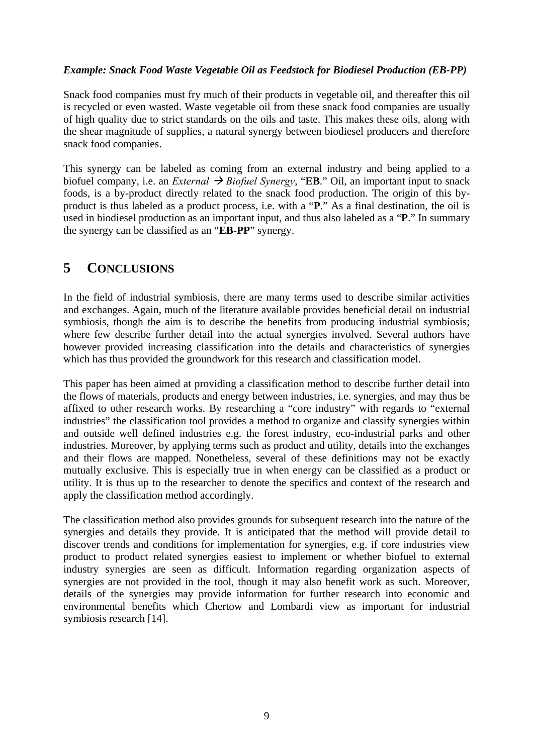*Example: Snack Food Waste Vegetable Oil as Feedstock for Biodiesel Production (EB-PP)*

Snack food companies must fry much of their products in vegetable oil, and thereafter this oil is recycled or even wasted. Waste vegetable oil from these snack food companies are usually of high quality due to strict standards on the oils and taste. This makes these oils, along with the shear magnitude of supplies, a natural synergy between biodiesel producers and therefore snack food companies.

This synergy can be labeled as coming from an external industry and being applied to a biofuel company, i.e. an *External → Biofuel Synergy*, "**EB**." Oil, an important input to snack foods, is a by-product directly related to the snack food production. The origin of this by-product is thus labeled as a product process, i.e. with a "**P**." As a final destination, the oil is used in biodiesel production as an important input, and thus also labeled as a "**P**." In summary the synergy can be classified as an "**EB-PP**" synergy.

# 5 CONCLUSIONS

In the field of industrial symbiosis, there are many terms used to describe similar activities and exchanges. Again, much of the literature available provides beneficial detail on industrial symbiosis, though the aim is to describe the benefits from producing industrial symbiosis; where few describe further detail into the actual synergies involved. Several authors have however provided increasing classification into the details and characteristics of synergies which has thus provided the groundwork for this research and classification model.

This paper has been aimed at providing a classification method to describe further detail into the flows of materials, products and energy between industries, i.e. synergies, and may thus be affixed to other research works. By researching a "core industry" with regards to "external industries" the classification tool provides a method to organize and classify synergies within and outside well defined industries e.g. the forest industry, eco-industrial parks and other industries. Moreover, by applying terms such as product and utility, details into the exchanges and their flows are mapped. Nonetheless, several of these definitions may not be exactly mutually exclusive. This is especially true in when energy can be classified as a product or utility. It is thus up to the researcher to denote the specifics and context of the research and apply the classification method accordingly.

The classification method also provides grounds for subsequent research into the nature of the synergies and details they provide. It is anticipated that the method will provide detail to discover trends and conditions for implementation for synergies, e.g. if core industries view product to product related synergies easiest to implement or whether biofuel to external industry synergies are seen as difficult. Information regarding organization aspects of synergies are not provided in the tool, though it may also benefit work as such. Moreover, details of the synergies may provide information for further research into economic and environmental benefits which Chertow and Lombardi view as important for industrial symbiosis research [14].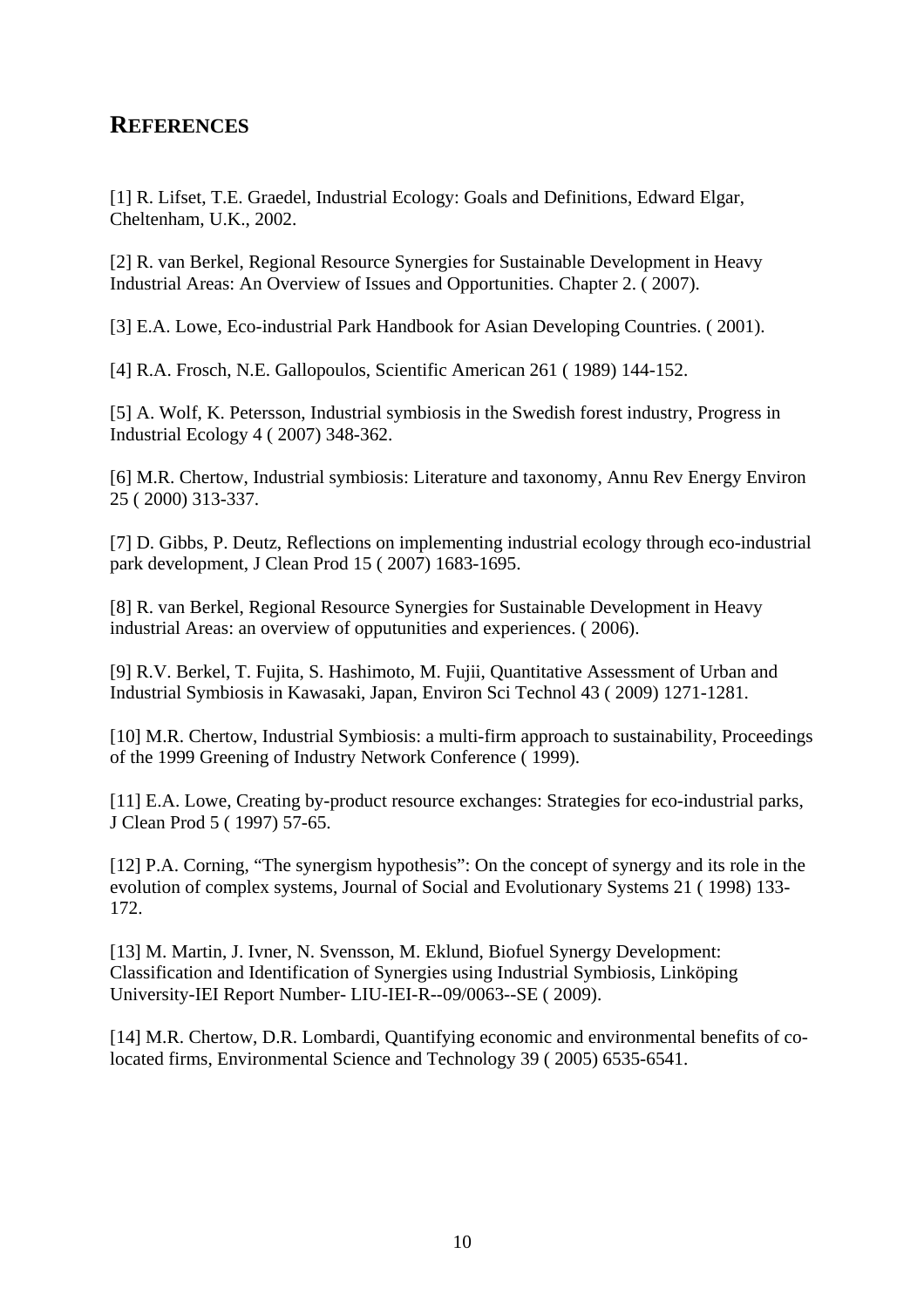## REFERENCES

[1] R. Lifset, T.E. Graedel, Industrial Ecology: Goals and Definitions, Edward Elgar, Cheltenham, U.K., 2002.

[2] R. van Berkel, Regional Resource Synergies for Sustainable Development in Heavy Industrial Areas: An Overview of Issues and Opportunities. Chapter 2. ( 2007).

[3] E.A. Lowe, Eco-industrial Park Handbook for Asian Developing Countries. ( 2001).

[4] R.A. Frosch, N.E. Gallopoulos, Scientific American 261 ( 1989) 144-152.

[5] A. Wolf, K. Petersson, Industrial symbiosis in the Swedish forest industry, Progress in Industrial Ecology 4 ( 2007) 348-362.

[6] M.R. Chertow, Industrial symbiosis: Literature and taxonomy, Annu Rev Energy Environ 25 ( 2000) 313-337.

[7] D. Gibbs, P. Deutz, Reflections on implementing industrial ecology through eco-industrial park development, J Clean Prod 15 ( 2007) 1683-1695.

[8] R. van Berkel, Regional Resource Synergies for Sustainable Development in Heavy industrial Areas: an overview of opputunities and experiences. ( 2006).

[9] R.V. Berkel, T. Fujita, S. Hashimoto, M. Fujii, Quantitative Assessment of Urban and Industrial Symbiosis in Kawasaki, Japan, Environ Sci Technol 43 ( 2009) 1271-1281.

[10] M.R. Chertow, Industrial Symbiosis: a multi-firm approach to sustainability, Proceedings of the 1999 Greening of Industry Network Conference ( 1999).

[11] E.A. Lowe, Creating by-product resource exchanges: Strategies for eco-industrial parks, J Clean Prod 5 ( 1997) 57-65.

[12] P.A. Corning, "The synergism hypothesis": On the concept of synergy and its role in the evolution of complex systems, Journal of Social and Evolutionary Systems 21 ( 1998) 133-172.

[13] M. Martin, J. Ivner, N. Svensson, M. Eklund, Biofuel Synergy Development: Classification and Identification of Synergies using Industrial Symbiosis, Linköping University-IEI Report Number- LIU-IEI-R--09/0063--SE ( 2009).

[14] M.R. Chertow, D.R. Lombardi, Quantifying economic and environmental benefits of co-located firms, Environmental Science and Technology 39 ( 2005) 6535-6541.